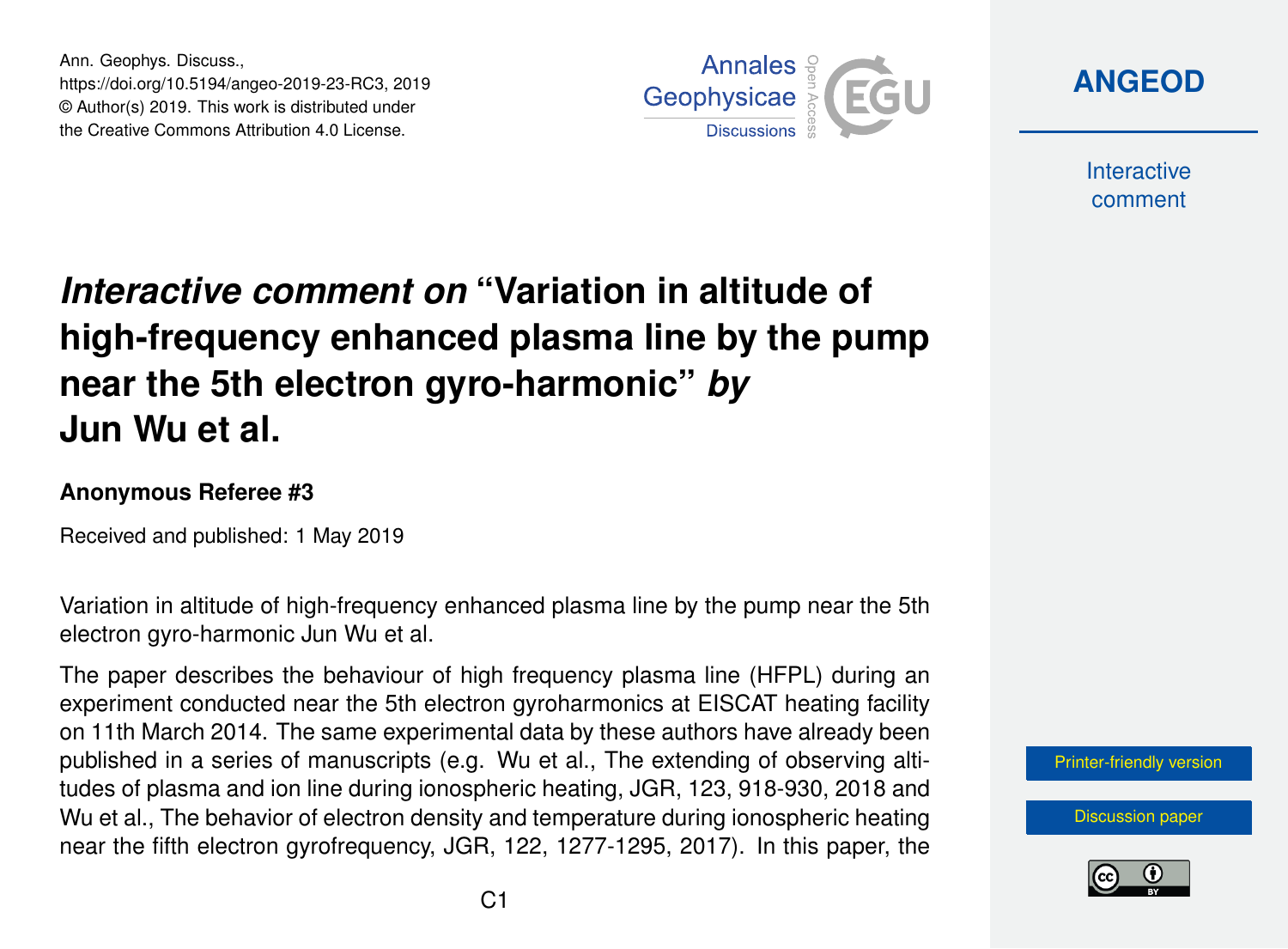# *Interactive comment on* "Variation in altitude of high-frequency enhanced plasma line by the pump near the 5th electron gyro-harmonic" *by* Jun Wu et al.

### Anonymous Referee #3

Received and published: 1 May 2019

Variation in altitude of high-frequency enhanced plasma line by the pump near the 5th electron gyro-harmonic Jun Wu et al.

The paper describes the behaviour of high frequency plasma line (HFPL) during an experiment conducted near the 5th electron gyroharmonics at EISCAT heating facility on 11th March 2014. The same experimental data by these authors have already been published in a series of manuscripts (e.g. Wu et al., The extending of observing altitudes of plasma and ion line during ionospheric heating, JGR, 123, 918-930, 2018 and Wu et al., The behavior of electron density and temperature during ionospheric heating near the fifth electron gyrofrequency, JGR, 122, 1277-1295, 2017). In this paper, the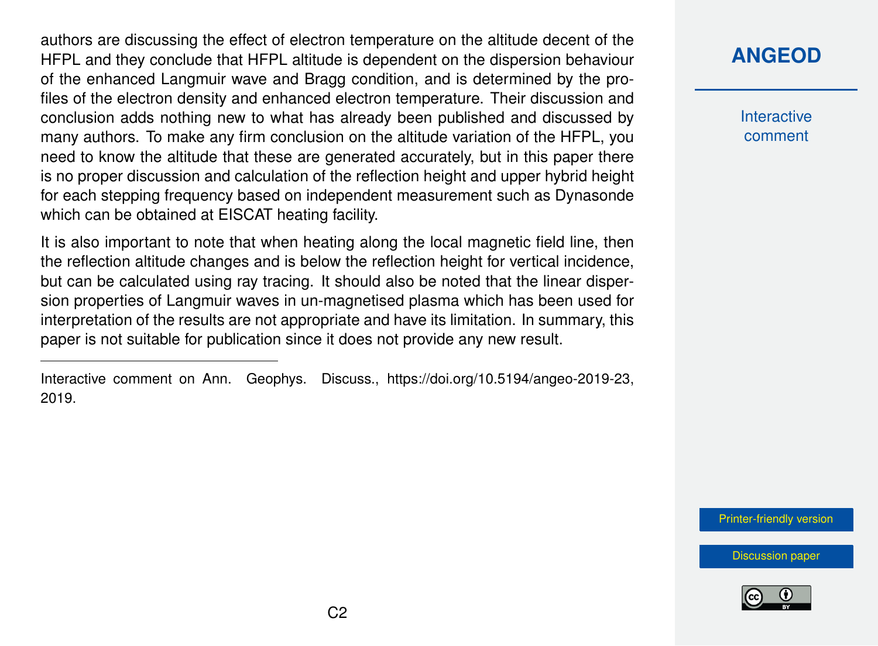authors are discussing the effect of electron temperature on the altitude decent of the HFPL and they conclude that HFPL altitude is dependent on the dispersion behaviour of the enhanced Langmuir wave and Bragg condition, and is determined by the profiles of the electron density and enhanced electron temperature. Their discussion and conclusion adds nothing new to what has already been published and discussed by many authors. To make any firm conclusion on the altitude variation of the HFPL, you need to know the altitude that these are generated accurately, but in this paper there is no proper discussion and calculation of the reflection height and upper hybrid height for each stepping frequency based on independent measurement such as Dynasonde which can be obtained at EISCAT heating facility.

It is also important to note that when heating along the local magnetic field line, then the reflection altitude changes and is below the reflection height for vertical incidence, but can be calculated using ray tracing. It should also be noted that the linear dispersion properties of Langmuir waves in un-magnetised plasma which has been used for interpretation of the results are not appropriate and have its limitation. In summary, this paper is not suitable for publication since it does not provide any new result.

---

Interactive comment on Ann. Geophys. Discuss., https://doi.org/10.5194/angeo-2019-23, 2019.